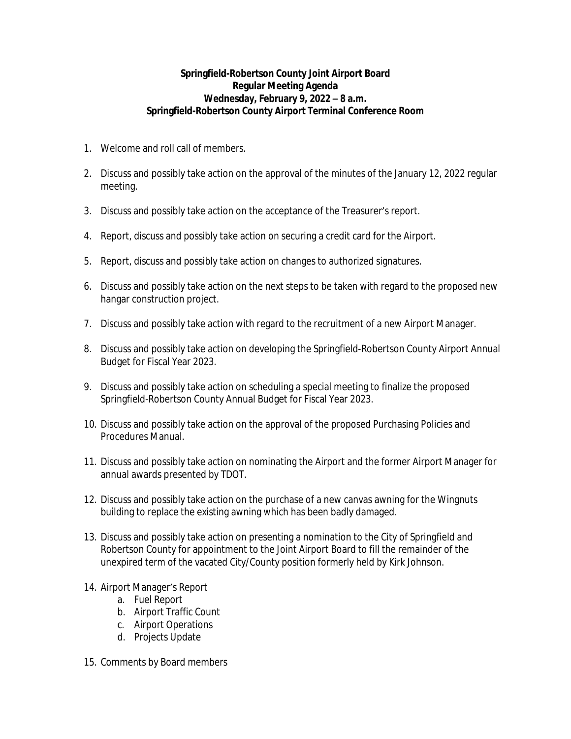**Springfield-Robertson County Joint Airport Board**
**Regular Meeting Agenda**
**Wednesday, February 9, 2022 – 8 a.m.**
**Springfield-Robertson County Airport Terminal Conference Room**

1. Welcome and roll call of members.

2. Discuss and possibly take action on the approval of the minutes of the January 12, 2022 regular meeting.

3. Discuss and possibly take action on the acceptance of the Treasurer's report.

4. Report, discuss and possibly take action on securing a credit card for the Airport.

5. Report, discuss and possibly take action on changes to authorized signatures.

6. Discuss and possibly take action on the next steps to be taken with regard to the proposed new hangar construction project.

7. Discuss and possibly take action with regard to the recruitment of a new Airport Manager.

8. Discuss and possibly take action on developing the Springfield-Robertson County Airport Annual Budget for Fiscal Year 2023.

9. Discuss and possibly take action on scheduling a special meeting to finalize the proposed Springfield-Robertson County Annual Budget for Fiscal Year 2023.

10. Discuss and possibly take action on the approval of the proposed Purchasing Policies and Procedures Manual.

11. Discuss and possibly take action on nominating the Airport and the former Airport Manager for annual awards presented by TDOT.

12. Discuss and possibly take action on the purchase of a new canvas awning for the Wingnuts building to replace the existing awning which has been badly damaged.

13. Discuss and possibly take action on presenting a nomination to the City of Springfield and Robertson County for appointment to the Joint Airport Board to fill the remainder of the unexpired term of the vacated City/County position formerly held by Kirk Johnson.

14. Airport Manager's Report
    a. Fuel Report
    b. Airport Traffic Count
    c. Airport Operations
    d. Projects Update

15. Comments by Board members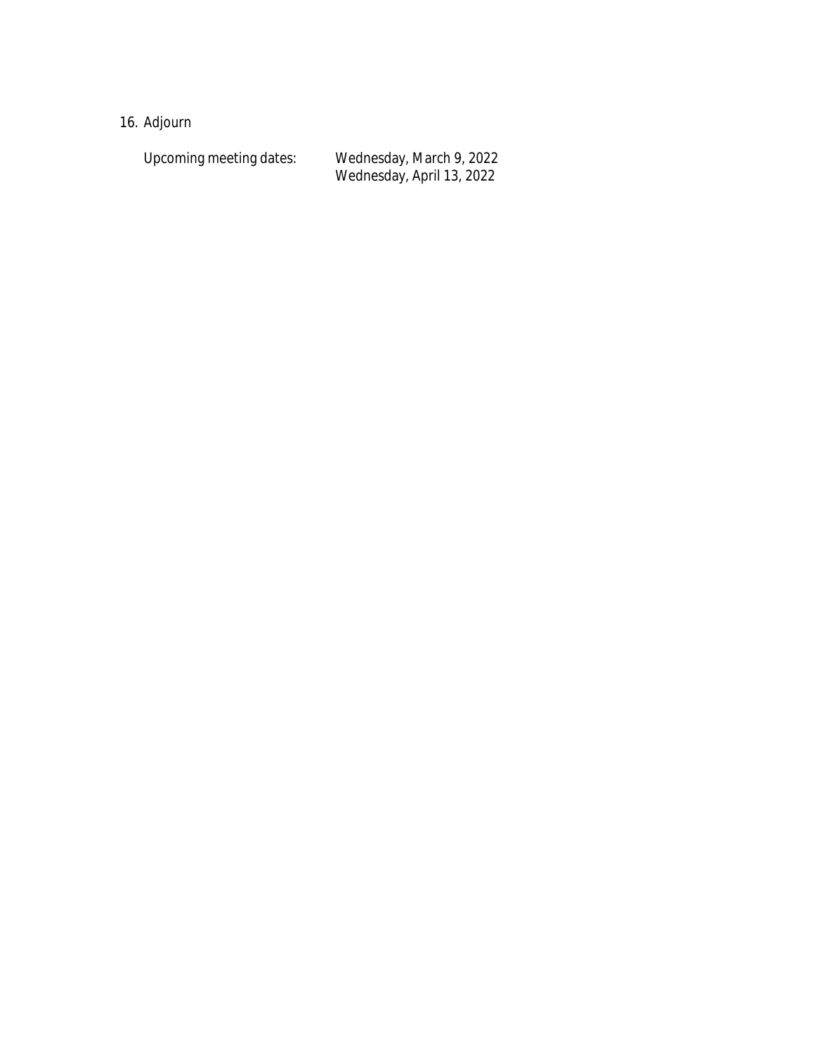16. Adjourn

Upcoming meeting dates: Wednesday, March 9, 2022
Wednesday, April 13, 2022